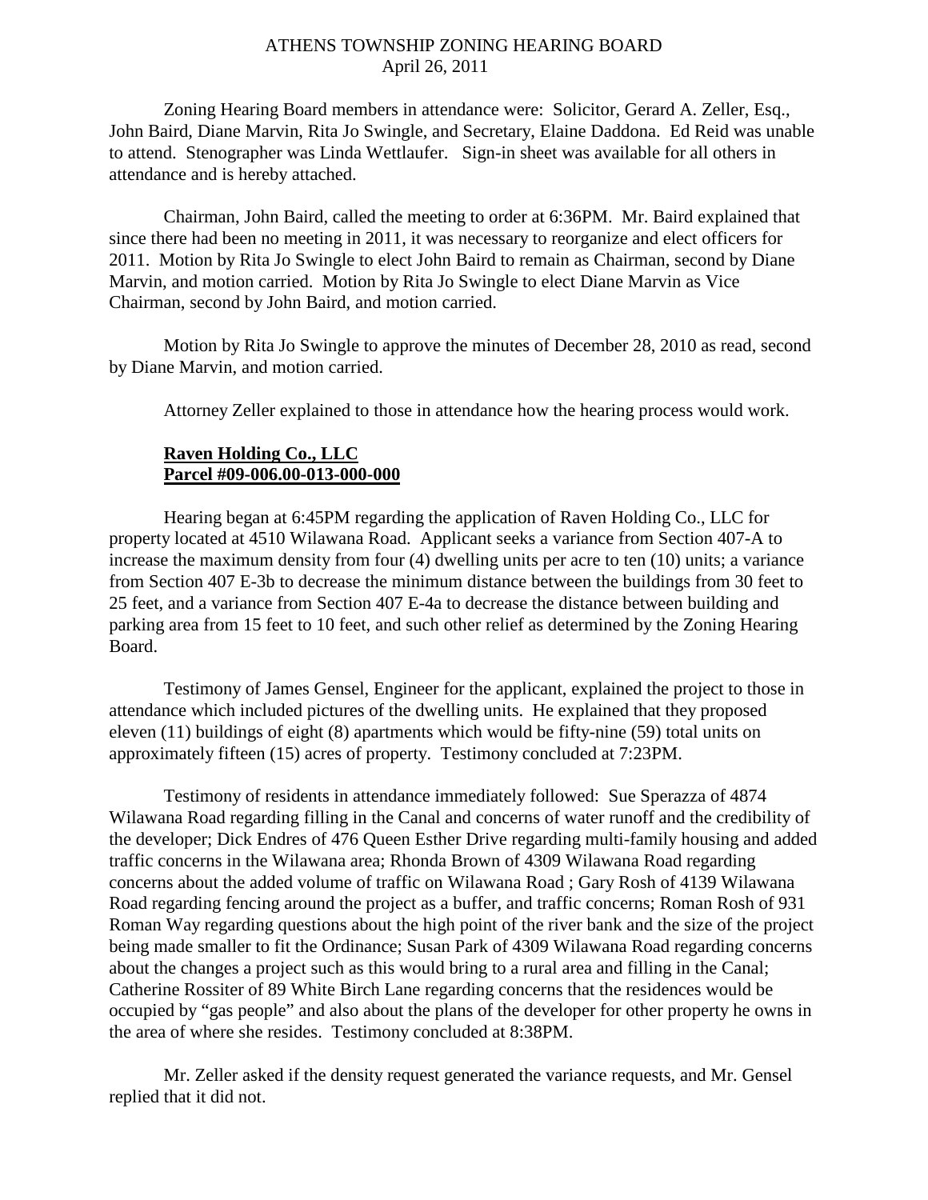# ATHENS TOWNSHIP ZONING HEARING BOARD
April 26, 2011

Zoning Hearing Board members in attendance were: Solicitor, Gerard A. Zeller, Esq., John Baird, Diane Marvin, Rita Jo Swingle, and Secretary, Elaine Daddona. Ed Reid was unable to attend. Stenographer was Linda Wettlaufer. Sign-in sheet was available for all others in attendance and is hereby attached.

Chairman, John Baird, called the meeting to order at 6:36PM. Mr. Baird explained that since there had been no meeting in 2011, it was necessary to reorganize and elect officers for 2011. Motion by Rita Jo Swingle to elect John Baird to remain as Chairman, second by Diane Marvin, and motion carried. Motion by Rita Jo Swingle to elect Diane Marvin as Vice Chairman, second by John Baird, and motion carried.

Motion by Rita Jo Swingle to approve the minutes of December 28, 2010 as read, second by Diane Marvin, and motion carried.

Attorney Zeller explained to those in attendance how the hearing process would work.

**Raven Holding Co., LLC**
**Parcel #09-006.00-013-000-000**

Hearing began at 6:45PM regarding the application of Raven Holding Co., LLC for property located at 4510 Wilawana Road. Applicant seeks a variance from Section 407-A to increase the maximum density from four (4) dwelling units per acre to ten (10) units; a variance from Section 407 E-3b to decrease the minimum distance between the buildings from 30 feet to 25 feet, and a variance from Section 407 E-4a to decrease the distance between building and parking area from 15 feet to 10 feet, and such other relief as determined by the Zoning Hearing Board.

Testimony of James Gensel, Engineer for the applicant, explained the project to those in attendance which included pictures of the dwelling units. He explained that they proposed eleven (11) buildings of eight (8) apartments which would be fifty-nine (59) total units on approximately fifteen (15) acres of property. Testimony concluded at 7:23PM.

Testimony of residents in attendance immediately followed: Sue Sperazza of 4874 Wilawana Road regarding filling in the Canal and concerns of water runoff and the credibility of the developer; Dick Endres of 476 Queen Esther Drive regarding multi-family housing and added traffic concerns in the Wilawana area; Rhonda Brown of 4309 Wilawana Road regarding concerns about the added volume of traffic on Wilawana Road ; Gary Rosh of 4139 Wilawana Road regarding fencing around the project as a buffer, and traffic concerns; Roman Rosh of 931 Roman Way regarding questions about the high point of the river bank and the size of the project being made smaller to fit the Ordinance; Susan Park of 4309 Wilawana Road regarding concerns about the changes a project such as this would bring to a rural area and filling in the Canal; Catherine Rossiter of 89 White Birch Lane regarding concerns that the residences would be occupied by "gas people" and also about the plans of the developer for other property he owns in the area of where she resides. Testimony concluded at 8:38PM.

Mr. Zeller asked if the density request generated the variance requests, and Mr. Gensel replied that it did not.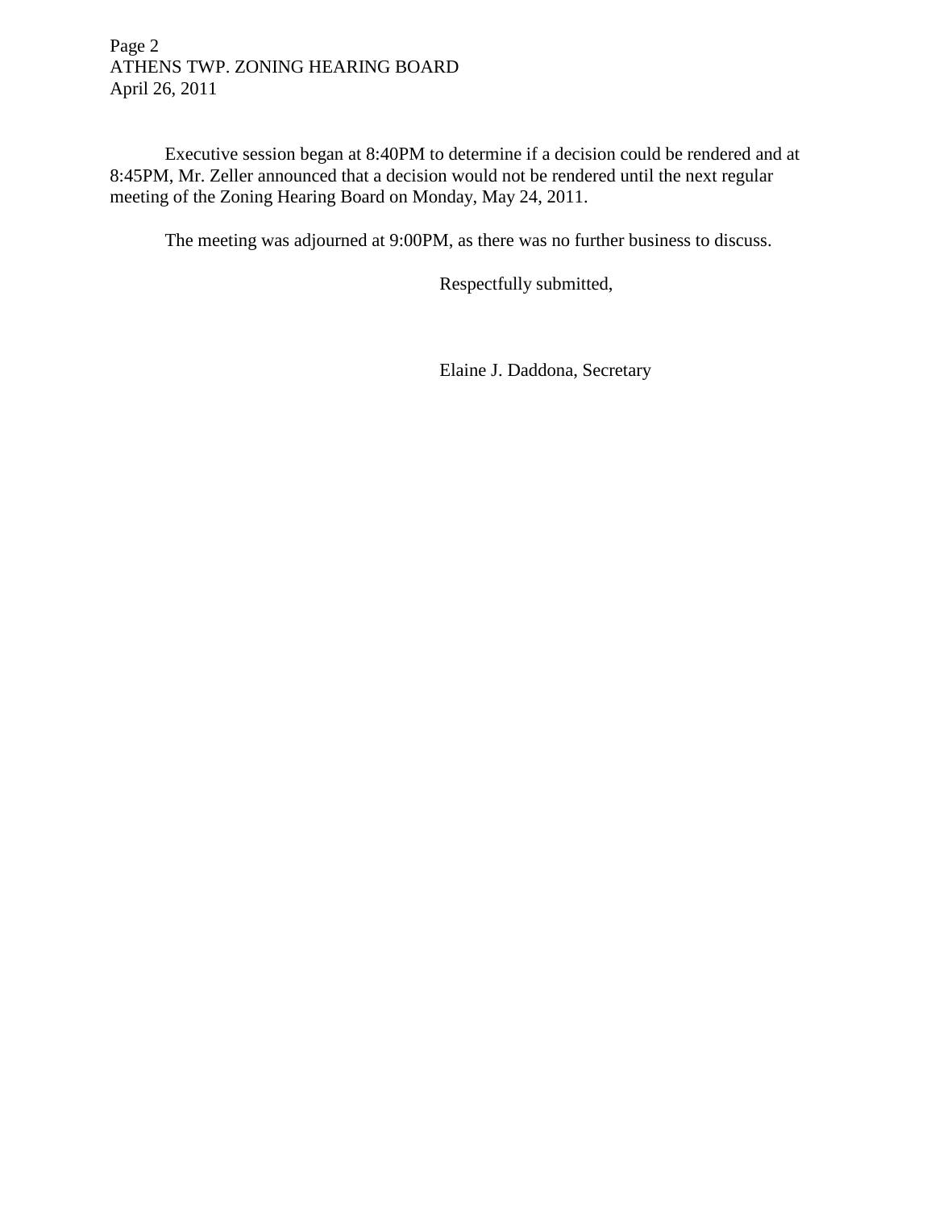Executive session began at 8:40PM to determine if a decision could be rendered and at 8:45PM, Mr. Zeller announced that a decision would not be rendered until the next regular meeting of the Zoning Hearing Board on Monday, May 24, 2011.

The meeting was adjourned at 9:00PM, as there was no further business to discuss.

Respectfully submitted,

Elaine J. Daddona, Secretary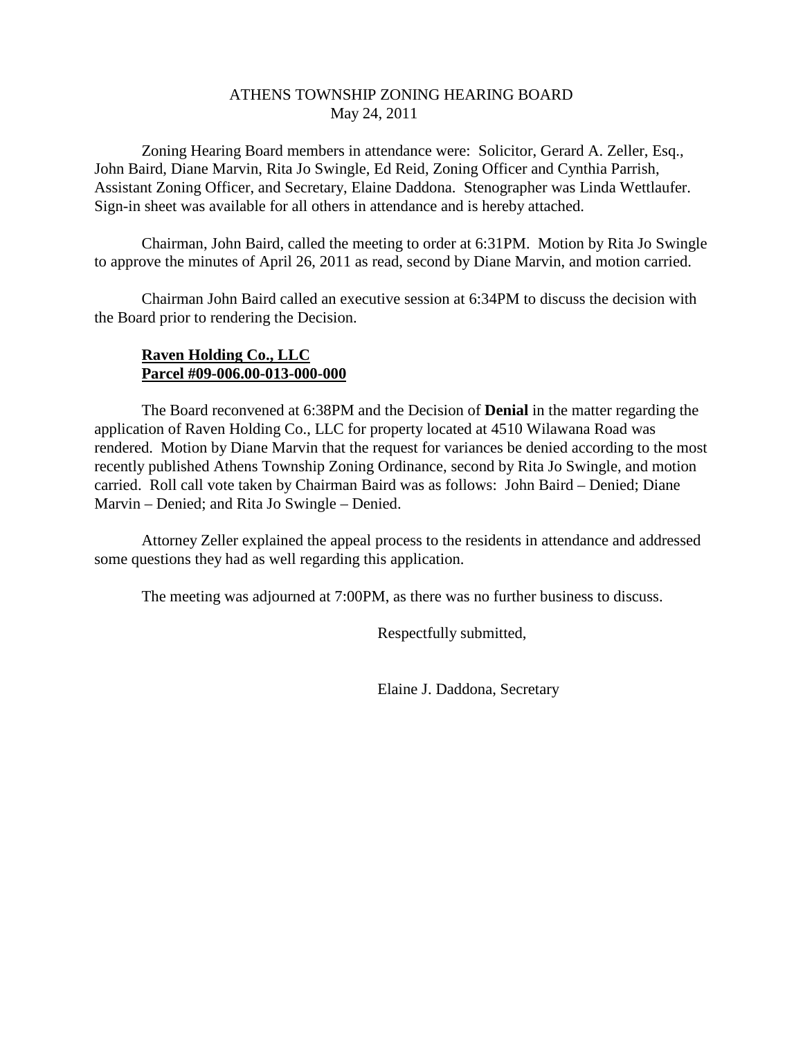# ATHENS TOWNSHIP ZONING HEARING BOARD
May 24, 2011

Zoning Hearing Board members in attendance were: Solicitor, Gerard A. Zeller, Esq., John Baird, Diane Marvin, Rita Jo Swingle, Ed Reid, Zoning Officer and Cynthia Parrish, Assistant Zoning Officer, and Secretary, Elaine Daddona. Stenographer was Linda Wettlaufer. Sign-in sheet was available for all others in attendance and is hereby attached.

Chairman, John Baird, called the meeting to order at 6:31PM. Motion by Rita Jo Swingle to approve the minutes of April 26, 2011 as read, second by Diane Marvin, and motion carried.

Chairman John Baird called an executive session at 6:34PM to discuss the decision with the Board prior to rendering the Decision.

**Raven Holding Co., LLC**
**Parcel #09-006.00-013-000-000**

The Board reconvened at 6:38PM and the Decision of **Denial** in the matter regarding the application of Raven Holding Co., LLC for property located at 4510 Wilawana Road was rendered. Motion by Diane Marvin that the request for variances be denied according to the most recently published Athens Township Zoning Ordinance, second by Rita Jo Swingle, and motion carried. Roll call vote taken by Chairman Baird was as follows: John Baird – Denied; Diane Marvin – Denied; and Rita Jo Swingle – Denied.

Attorney Zeller explained the appeal process to the residents in attendance and addressed some questions they had as well regarding this application.

The meeting was adjourned at 7:00PM, as there was no further business to discuss.

Respectfully submitted,

Elaine J. Daddona, Secretary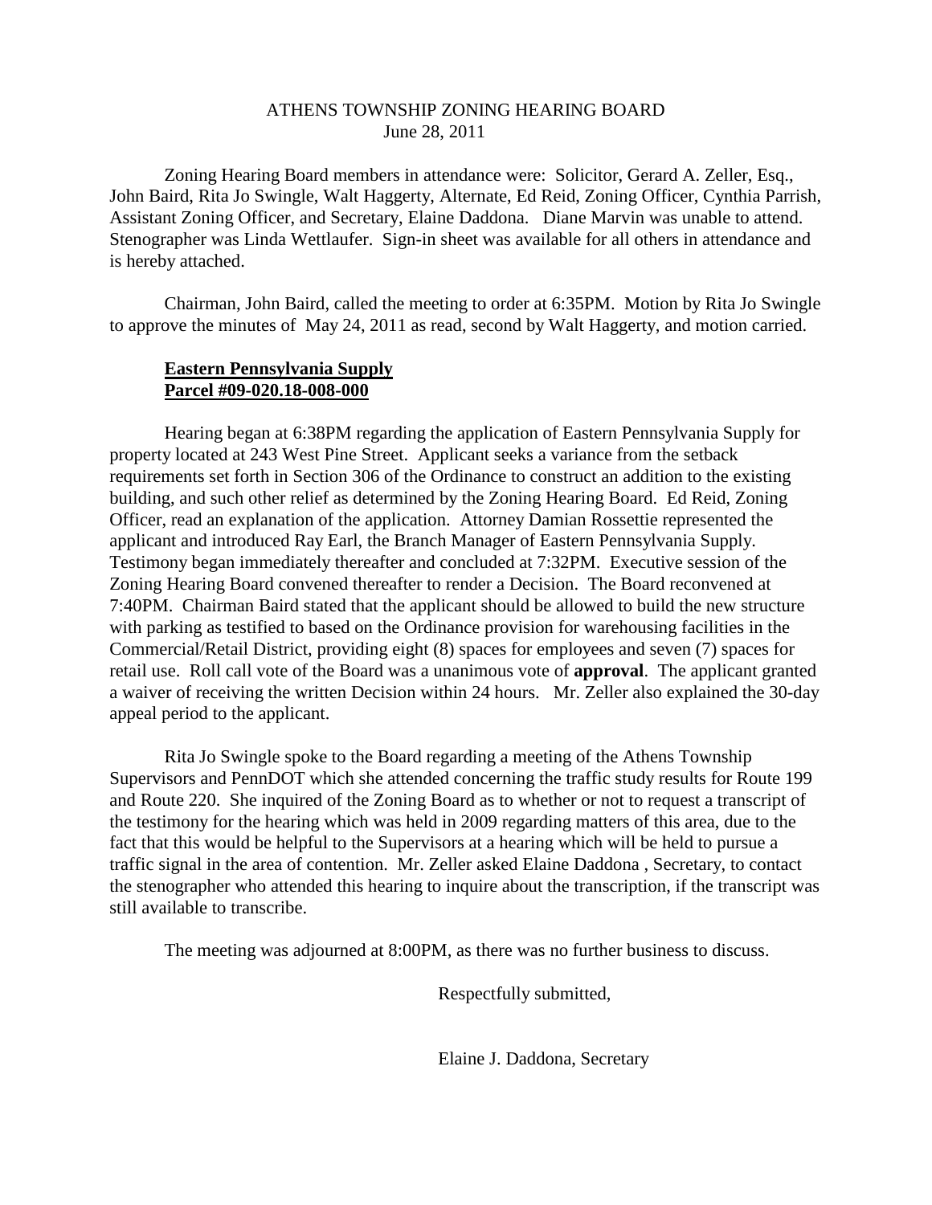ATHENS TOWNSHIP ZONING HEARING BOARD
June 28, 2011

Zoning Hearing Board members in attendance were: Solicitor, Gerard A. Zeller, Esq., John Baird, Rita Jo Swingle, Walt Haggerty, Alternate, Ed Reid, Zoning Officer, Cynthia Parrish, Assistant Zoning Officer, and Secretary, Elaine Daddona. Diane Marvin was unable to attend. Stenographer was Linda Wettlaufer. Sign-in sheet was available for all others in attendance and is hereby attached.

Chairman, John Baird, called the meeting to order at 6:35PM. Motion by Rita Jo Swingle to approve the minutes of May 24, 2011 as read, second by Walt Haggerty, and motion carried.

**Eastern Pennsylvania Supply**
**Parcel #09-020.18-008-000**

Hearing began at 6:38PM regarding the application of Eastern Pennsylvania Supply for property located at 243 West Pine Street. Applicant seeks a variance from the setback requirements set forth in Section 306 of the Ordinance to construct an addition to the existing building, and such other relief as determined by the Zoning Hearing Board. Ed Reid, Zoning Officer, read an explanation of the application. Attorney Damian Rossettie represented the applicant and introduced Ray Earl, the Branch Manager of Eastern Pennsylvania Supply. Testimony began immediately thereafter and concluded at 7:32PM. Executive session of the Zoning Hearing Board convened thereafter to render a Decision. The Board reconvened at 7:40PM. Chairman Baird stated that the applicant should be allowed to build the new structure with parking as testified to based on the Ordinance provision for warehousing facilities in the Commercial/Retail District, providing eight (8) spaces for employees and seven (7) spaces for retail use. Roll call vote of the Board was a unanimous vote of **approval**. The applicant granted a waiver of receiving the written Decision within 24 hours. Mr. Zeller also explained the 30-day appeal period to the applicant.

Rita Jo Swingle spoke to the Board regarding a meeting of the Athens Township Supervisors and PennDOT which she attended concerning the traffic study results for Route 199 and Route 220. She inquired of the Zoning Board as to whether or not to request a transcript of the testimony for the hearing which was held in 2009 regarding matters of this area, due to the fact that this would be helpful to the Supervisors at a hearing which will be held to pursue a traffic signal in the area of contention. Mr. Zeller asked Elaine Daddona , Secretary, to contact the stenographer who attended this hearing to inquire about the transcription, if the transcript was still available to transcribe.

The meeting was adjourned at 8:00PM, as there was no further business to discuss.

Respectfully submitted,

Elaine J. Daddona, Secretary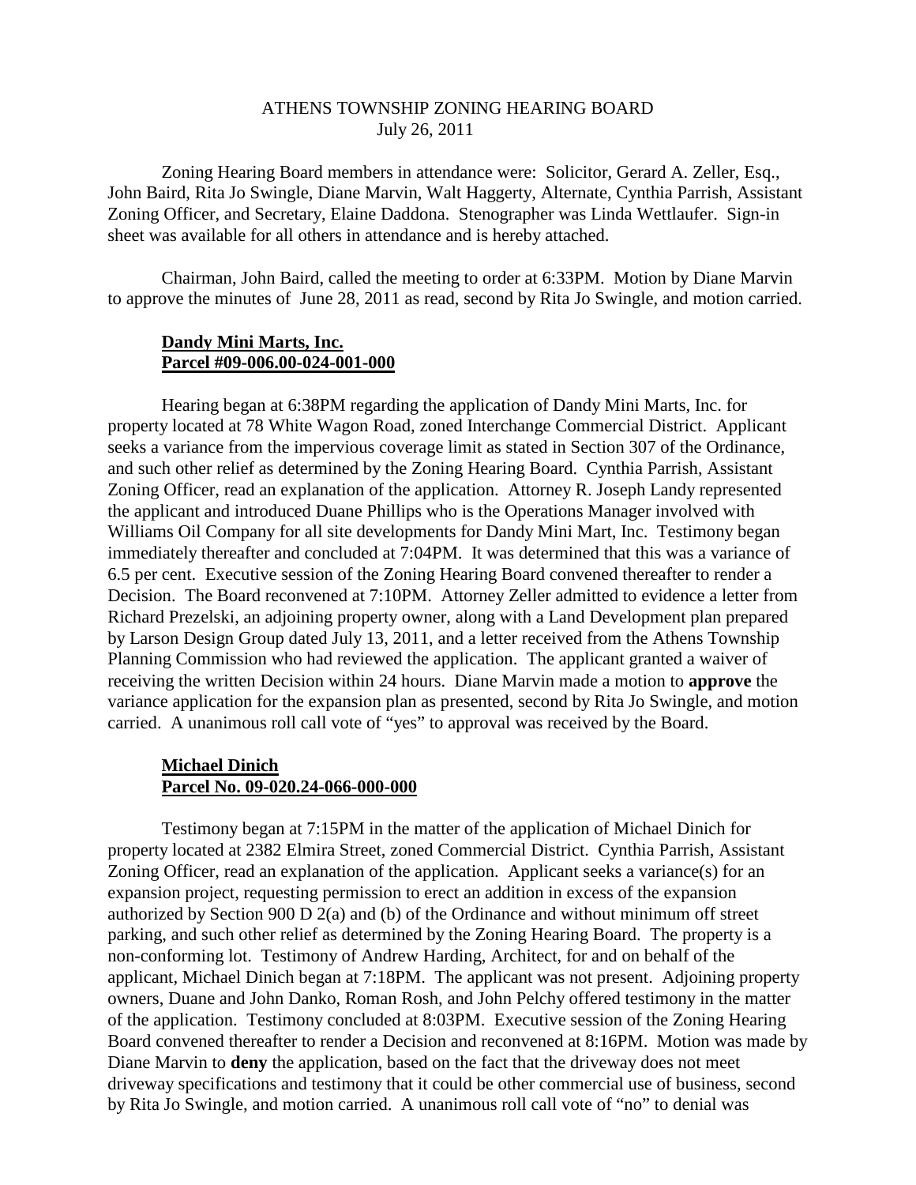ATHENS TOWNSHIP ZONING HEARING BOARD
July 26, 2011

Zoning Hearing Board members in attendance were: Solicitor, Gerard A. Zeller, Esq., John Baird, Rita Jo Swingle, Diane Marvin, Walt Haggerty, Alternate, Cynthia Parrish, Assistant Zoning Officer, and Secretary, Elaine Daddona. Stenographer was Linda Wettlaufer. Sign-in sheet was available for all others in attendance and is hereby attached.

Chairman, John Baird, called the meeting to order at 6:33PM. Motion by Diane Marvin to approve the minutes of June 28, 2011 as read, second by Rita Jo Swingle, and motion carried.

**Dandy Mini Marts, Inc.**
**Parcel #09-006.00-024-001-000**

Hearing began at 6:38PM regarding the application of Dandy Mini Marts, Inc. for property located at 78 White Wagon Road, zoned Interchange Commercial District. Applicant seeks a variance from the impervious coverage limit as stated in Section 307 of the Ordinance, and such other relief as determined by the Zoning Hearing Board. Cynthia Parrish, Assistant Zoning Officer, read an explanation of the application. Attorney R. Joseph Landy represented the applicant and introduced Duane Phillips who is the Operations Manager involved with Williams Oil Company for all site developments for Dandy Mini Mart, Inc. Testimony began immediately thereafter and concluded at 7:04PM. It was determined that this was a variance of 6.5 per cent. Executive session of the Zoning Hearing Board convened thereafter to render a Decision. The Board reconvened at 7:10PM. Attorney Zeller admitted to evidence a letter from Richard Prezelski, an adjoining property owner, along with a Land Development plan prepared by Larson Design Group dated July 13, 2011, and a letter received from the Athens Township Planning Commission who had reviewed the application. The applicant granted a waiver of receiving the written Decision within 24 hours. Diane Marvin made a motion to **approve** the variance application for the expansion plan as presented, second by Rita Jo Swingle, and motion carried. A unanimous roll call vote of "yes" to approval was received by the Board.

**Michael Dinich**
**Parcel No. 09-020.24-066-000-000**

Testimony began at 7:15PM in the matter of the application of Michael Dinich for property located at 2382 Elmira Street, zoned Commercial District. Cynthia Parrish, Assistant Zoning Officer, read an explanation of the application. Applicant seeks a variance(s) for an expansion project, requesting permission to erect an addition in excess of the expansion authorized by Section 900 D 2(a) and (b) of the Ordinance and without minimum off street parking, and such other relief as determined by the Zoning Hearing Board. The property is a non-conforming lot. Testimony of Andrew Harding, Architect, for and on behalf of the applicant, Michael Dinich began at 7:18PM. The applicant was not present. Adjoining property owners, Duane and John Danko, Roman Rosh, and John Pelchy offered testimony in the matter of the application. Testimony concluded at 8:03PM. Executive session of the Zoning Hearing Board convened thereafter to render a Decision and reconvened at 8:16PM. Motion was made by Diane Marvin to **deny** the application, based on the fact that the driveway does not meet driveway specifications and testimony that it could be other commercial use of business, second by Rita Jo Swingle, and motion carried. A unanimous roll call vote of "no" to denial was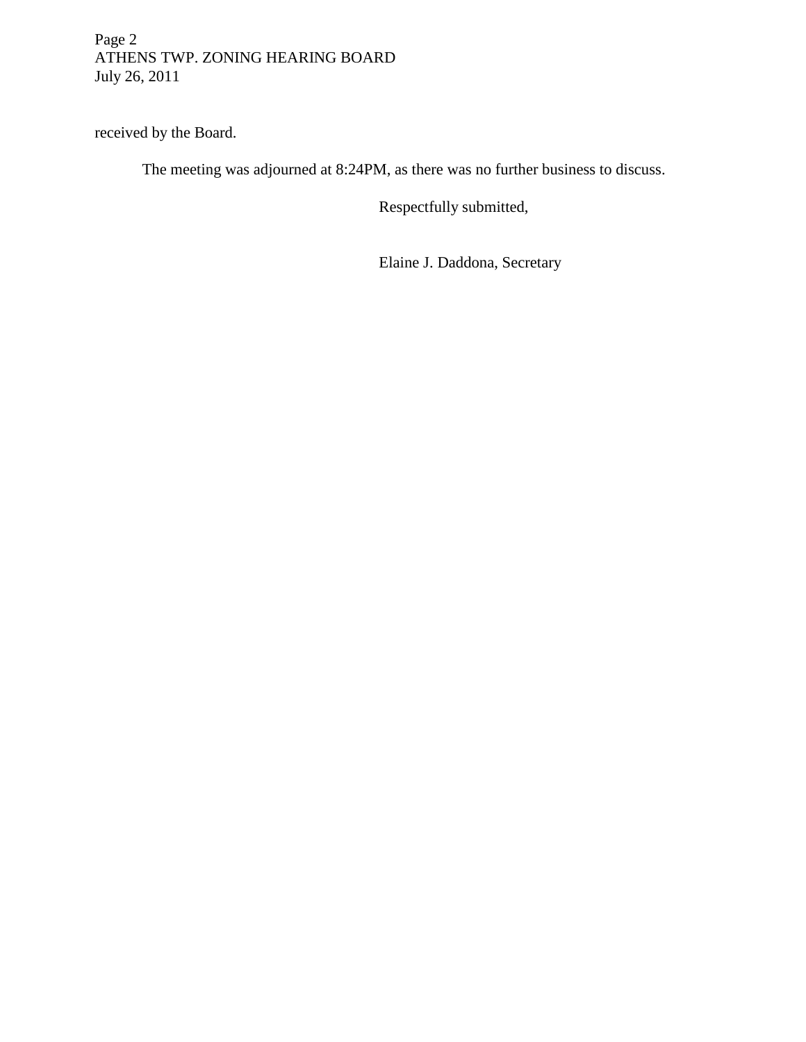received by the Board.

The meeting was adjourned at 8:24PM, as there was no further business to discuss.

Respectfully submitted,

Elaine J. Daddona, Secretary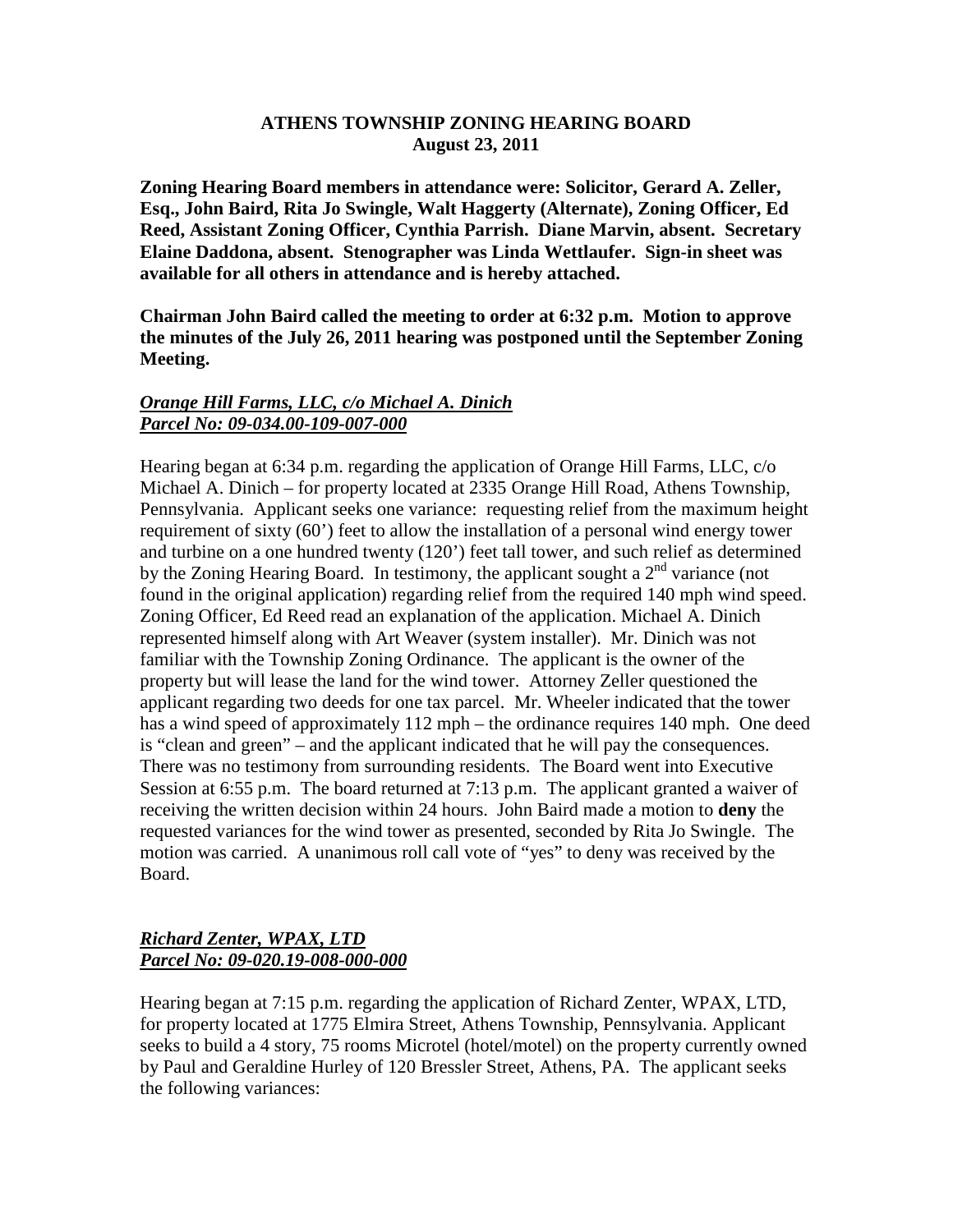**ATHENS TOWNSHIP ZONING HEARING BOARD**
**August 23, 2011**

**Zoning Hearing Board members in attendance were: Solicitor, Gerard A. Zeller, Esq., John Baird, Rita Jo Swingle, Walt Haggerty (Alternate), Zoning Officer, Ed Reed, Assistant Zoning Officer, Cynthia Parrish. Diane Marvin, absent. Secretary Elaine Daddona, absent. Stenographer was Linda Wettlaufer. Sign-in sheet was available for all others in attendance and is hereby attached.**

**Chairman John Baird called the meeting to order at 6:32 p.m. Motion to approve the minutes of the July 26, 2011 hearing was postponed until the September Zoning Meeting.**

***Orange Hill Farms, LLC, c/o Michael A. Dinich***
***Parcel No: 09-034.00-109-007-000***

Hearing began at 6:34 p.m. regarding the application of Orange Hill Farms, LLC, c/o Michael A. Dinich – for property located at 2335 Orange Hill Road, Athens Township, Pennsylvania. Applicant seeks one variance: requesting relief from the maximum height requirement of sixty (60') feet to allow the installation of a personal wind energy tower and turbine on a one hundred twenty (120') feet tall tower, and such relief as determined by the Zoning Hearing Board. In testimony, the applicant sought a 2nd variance (not found in the original application) regarding relief from the required 140 mph wind speed. Zoning Officer, Ed Reed read an explanation of the application. Michael A. Dinich represented himself along with Art Weaver (system installer). Mr. Dinich was not familiar with the Township Zoning Ordinance. The applicant is the owner of the property but will lease the land for the wind tower. Attorney Zeller questioned the applicant regarding two deeds for one tax parcel. Mr. Wheeler indicated that the tower has a wind speed of approximately 112 mph – the ordinance requires 140 mph. One deed is "clean and green" – and the applicant indicated that he will pay the consequences. There was no testimony from surrounding residents. The Board went into Executive Session at 6:55 p.m. The board returned at 7:13 p.m. The applicant granted a waiver of receiving the written decision within 24 hours. John Baird made a motion to **deny** the requested variances for the wind tower as presented, seconded by Rita Jo Swingle. The motion was carried. A unanimous roll call vote of "yes" to deny was received by the Board.

***Richard Zenter, WPAX, LTD***
***Parcel No: 09-020.19-008-000-000***

Hearing began at 7:15 p.m. regarding the application of Richard Zenter, WPAX, LTD, for property located at 1775 Elmira Street, Athens Township, Pennsylvania. Applicant seeks to build a 4 story, 75 rooms Microtel (hotel/motel) on the property currently owned by Paul and Geraldine Hurley of 120 Bressler Street, Athens, PA. The applicant seeks the following variances: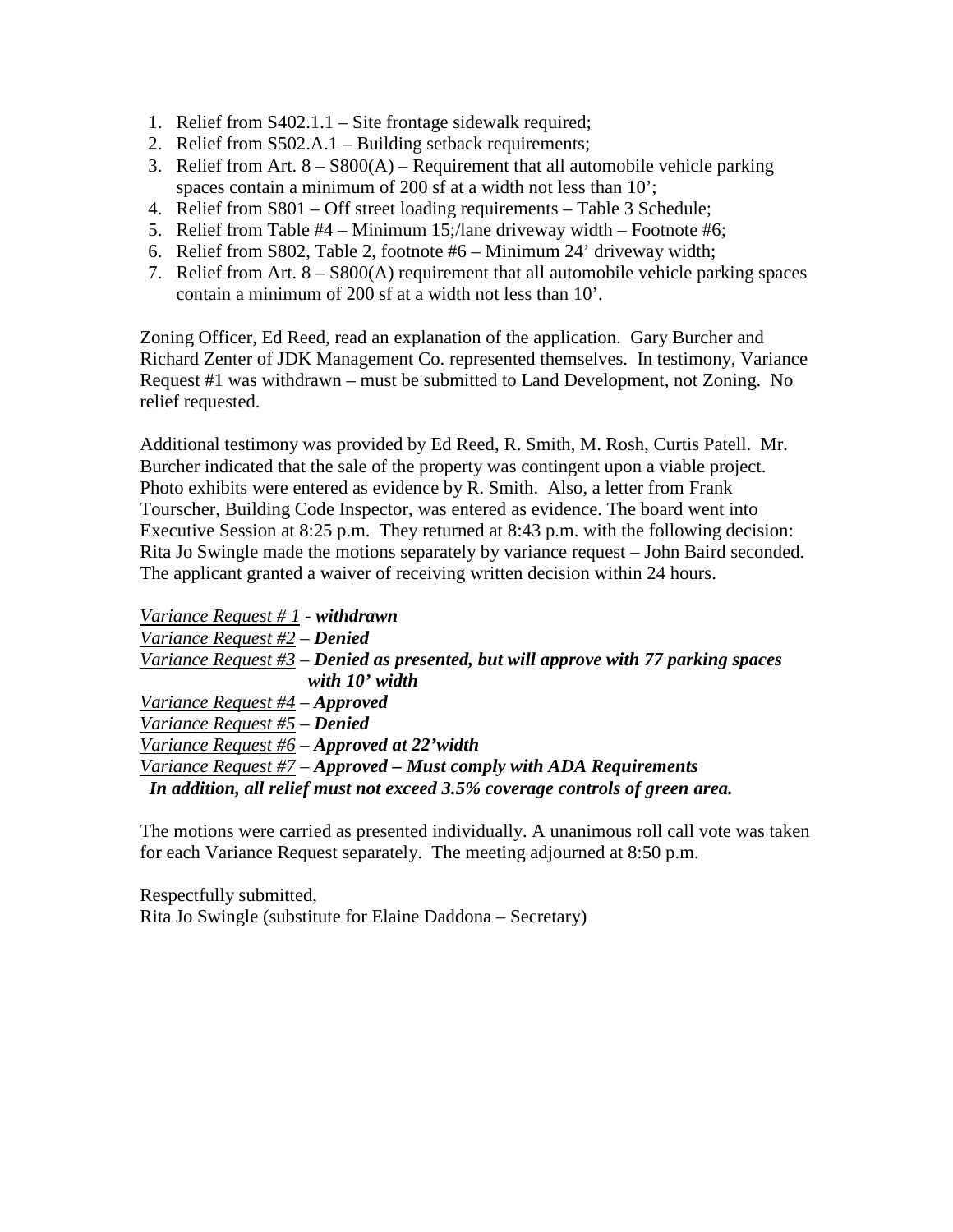1. Relief from S402.1.1 – Site frontage sidewalk required;
2. Relief from S502.A.1 – Building setback requirements;
3. Relief from Art. 8 – S800(A) – Requirement that all automobile vehicle parking spaces contain a minimum of 200 sf at a width not less than 10';
4. Relief from S801 – Off street loading requirements – Table 3 Schedule;
5. Relief from Table #4 – Minimum 15;/lane driveway width – Footnote #6;
6. Relief from S802, Table 2, footnote #6 – Minimum 24' driveway width;
7. Relief from Art. 8 – S800(A) requirement that all automobile vehicle parking spaces contain a minimum of 200 sf at a width not less than 10'.

Zoning Officer, Ed Reed, read an explanation of the application. Gary Burcher and Richard Zenter of JDK Management Co. represented themselves. In testimony, Variance Request #1 was withdrawn – must be submitted to Land Development, not Zoning. No relief requested.

Additional testimony was provided by Ed Reed, R. Smith, M. Rosh, Curtis Patell. Mr. Burcher indicated that the sale of the property was contingent upon a viable project. Photo exhibits were entered as evidence by R. Smith. Also, a letter from Frank Tourscher, Building Code Inspector, was entered as evidence. The board went into Executive Session at 8:25 p.m. They returned at 8:43 p.m. with the following decision: Rita Jo Swingle made the motions separately by variance request – John Baird seconded. The applicant granted a waiver of receiving written decision within 24 hours.

<u>Variance Request # 1</u> - ***withdrawn***
<u>Variance Request #2</u> – ***Denied***
<u>Variance Request #3</u> – ***Denied as presented, but will approve with 77 parking spaces with 10' width***
<u>Variance Request #4</u> – ***Approved***
<u>Variance Request #5</u> – ***Denied***
<u>Variance Request #6</u> – ***Approved at 22'width***
<u>Variance Request #7</u> – ***Approved – Must comply with ADA Requirements***
***In addition, all relief must not exceed 3.5% coverage controls of green area.***

The motions were carried as presented individually. A unanimous roll call vote was taken for each Variance Request separately. The meeting adjourned at 8:50 p.m.

Respectfully submitted,
Rita Jo Swingle (substitute for Elaine Daddona – Secretary)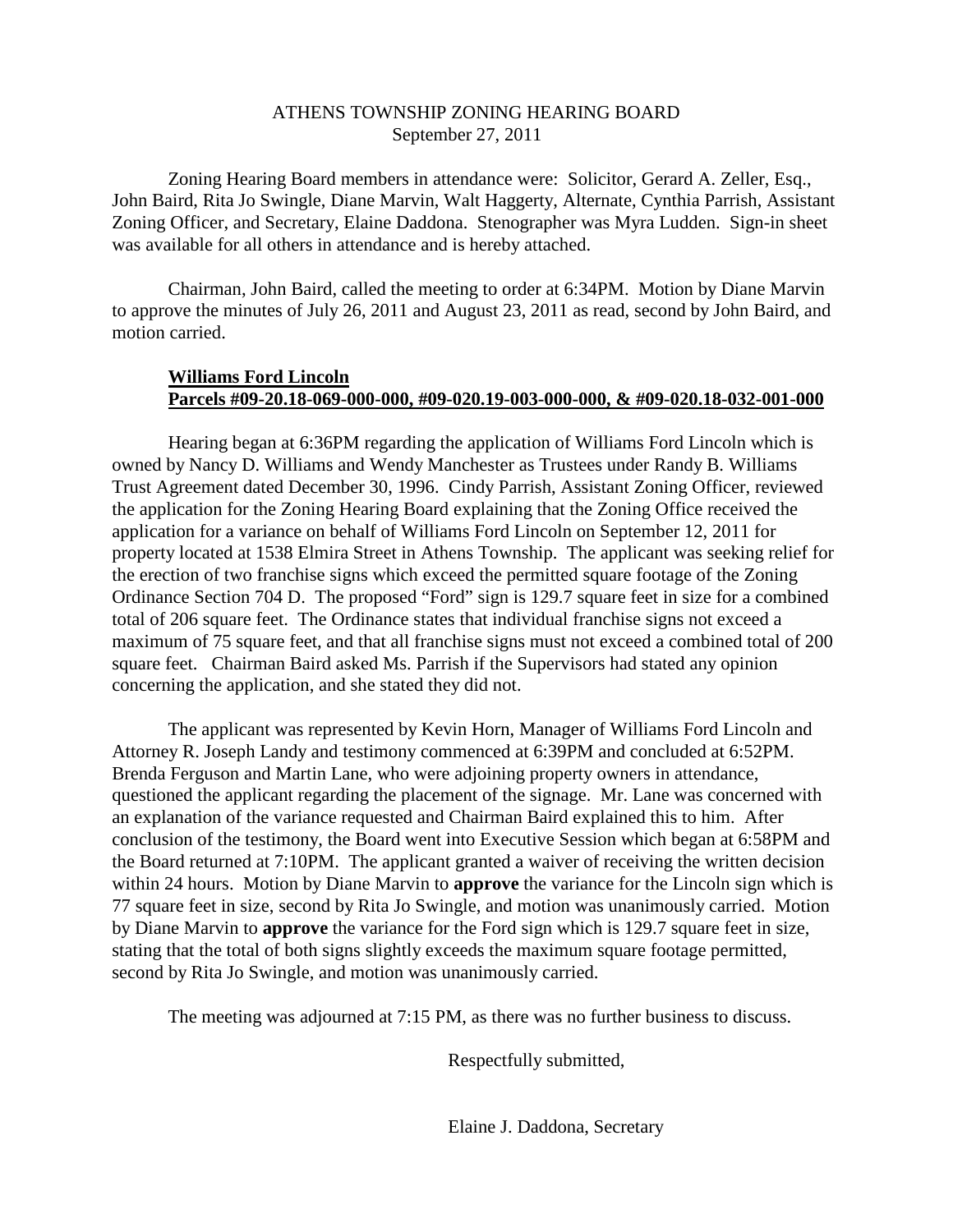ATHENS TOWNSHIP ZONING HEARING BOARD
September 27, 2011

Zoning Hearing Board members in attendance were: Solicitor, Gerard A. Zeller, Esq., John Baird, Rita Jo Swingle, Diane Marvin, Walt Haggerty, Alternate, Cynthia Parrish, Assistant Zoning Officer, and Secretary, Elaine Daddona. Stenographer was Myra Ludden. Sign-in sheet was available for all others in attendance and is hereby attached.

Chairman, John Baird, called the meeting to order at 6:34PM. Motion by Diane Marvin to approve the minutes of July 26, 2011 and August 23, 2011 as read, second by John Baird, and motion carried.

**Williams Ford Lincoln**
**Parcels #09-20.18-069-000-000, #09-020.19-003-000-000, & #09-020.18-032-001-000**

Hearing began at 6:36PM regarding the application of Williams Ford Lincoln which is owned by Nancy D. Williams and Wendy Manchester as Trustees under Randy B. Williams Trust Agreement dated December 30, 1996. Cindy Parrish, Assistant Zoning Officer, reviewed the application for the Zoning Hearing Board explaining that the Zoning Office received the application for a variance on behalf of Williams Ford Lincoln on September 12, 2011 for property located at 1538 Elmira Street in Athens Township. The applicant was seeking relief for the erection of two franchise signs which exceed the permitted square footage of the Zoning Ordinance Section 704 D. The proposed "Ford" sign is 129.7 square feet in size for a combined total of 206 square feet. The Ordinance states that individual franchise signs not exceed a maximum of 75 square feet, and that all franchise signs must not exceed a combined total of 200 square feet. Chairman Baird asked Ms. Parrish if the Supervisors had stated any opinion concerning the application, and she stated they did not.

The applicant was represented by Kevin Horn, Manager of Williams Ford Lincoln and Attorney R. Joseph Landy and testimony commenced at 6:39PM and concluded at 6:52PM. Brenda Ferguson and Martin Lane, who were adjoining property owners in attendance, questioned the applicant regarding the placement of the signage. Mr. Lane was concerned with an explanation of the variance requested and Chairman Baird explained this to him. After conclusion of the testimony, the Board went into Executive Session which began at 6:58PM and the Board returned at 7:10PM. The applicant granted a waiver of receiving the written decision within 24 hours. Motion by Diane Marvin to **approve** the variance for the Lincoln sign which is 77 square feet in size, second by Rita Jo Swingle, and motion was unanimously carried. Motion by Diane Marvin to **approve** the variance for the Ford sign which is 129.7 square feet in size, stating that the total of both signs slightly exceeds the maximum square footage permitted, second by Rita Jo Swingle, and motion was unanimously carried.

The meeting was adjourned at 7:15 PM, as there was no further business to discuss.

Respectfully submitted,

Elaine J. Daddona, Secretary